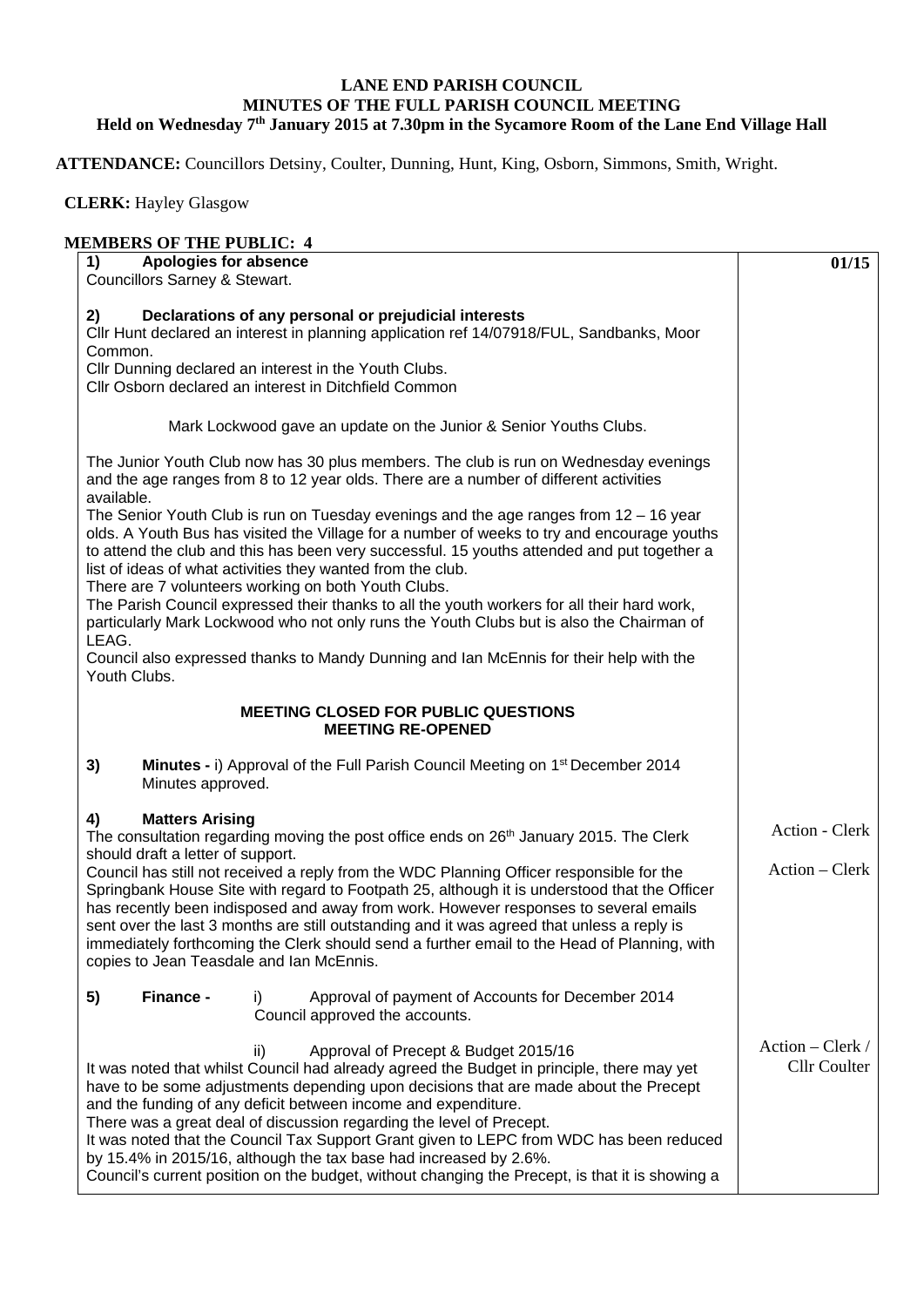# LANE END PARISH COUNCIL
## MINUTES OF THE FULL PARISH COUNCIL MEETING
### Held on Wednesday 7th January 2015 at 7.30pm in the Sycamore Room of the Lane End Village Hall

**ATTENDANCE:** Councillors Detsiny, Coulter, Dunning, Hunt, King, Osborn, Simmons, Smith, Wright.

**CLERK:** Hayley Glasgow

**MEMBERS OF THE PUBLIC: 4**

| | |
|---|---|
| **1) Apologies for absence** | **01/15** |
| Councillors Sarney & Stewart. | |
| **2) Declarations of any personal or prejudicial interests** | |
| Cllr Hunt declared an interest in planning application ref 14/07918/FUL, Sandbanks, Moor Common. | |
| Cllr Dunning declared an interest in the Youth Clubs. | |
| Cllr Osborn declared an interest in Ditchfield Common | |
| Mark Lockwood gave an update on the Junior & Senior Youths Clubs. | |
| The Junior Youth Club now has 30 plus members. The club is run on Wednesday evenings and the age ranges from 8 to 12 year olds. There are a number of different activities available. | |
| The Senior Youth Club is run on Tuesday evenings and the age ranges from 12 – 16 year olds. A Youth Bus has visited the Village for a number of weeks to try and encourage youths to attend the club and this has been very successful. 15 youths attended and put together a list of ideas of what activities they wanted from the club. | |
| There are 7 volunteers working on both Youth Clubs. | |
| The Parish Council expressed their thanks to all the youth workers for all their hard work, particularly Mark Lockwood who not only runs the Youth Clubs but is also the Chairman of LEAG. | |
| Council also expressed thanks to Mandy Dunning and Ian McEnnis for their help with the Youth Clubs. | |
| **MEETING CLOSED FOR PUBLIC QUESTIONS** | |
| **MEETING RE-OPENED** | |
| **3) Minutes -** i) Approval of the Full Parish Council Meeting on 1st December 2014 | |
| Minutes approved. | |
| **4) Matters Arising** | |
| The consultation regarding moving the post office ends on 26th January 2015. The Clerk should draft a letter of support. | Action - Clerk |
| Council has still not received a reply from the WDC Planning Officer responsible for the Springbank House Site with regard to Footpath 25, although it is understood that the Officer has recently been indisposed and away from work. However responses to several emails sent over the last 3 months are still outstanding and it was agreed that unless a reply is immediately forthcoming the Clerk should send a further email to the Head of Planning, with copies to Jean Teasdale and Ian McEnnis. | Action – Clerk |
| **5) Finance -** i) Approval of payment of Accounts for December 2014 | |
| Council approved the accounts. | |
| ii) Approval of Precept & Budget 2015/16 | Action – Clerk / Cllr Coulter |
| It was noted that whilst Council had already agreed the Budget in principle, there may yet have to be some adjustments depending upon decisions that are made about the Precept and the funding of any deficit between income and expenditure. | |
| There was a great deal of discussion regarding the level of Precept. | |
| It was noted that the Council Tax Support Grant given to LEPC from WDC has been reduced by 15.4% in 2015/16, although the tax base had increased by 2.6%. | |
| Council's current position on the budget, without changing the Precept, is that it is showing a | |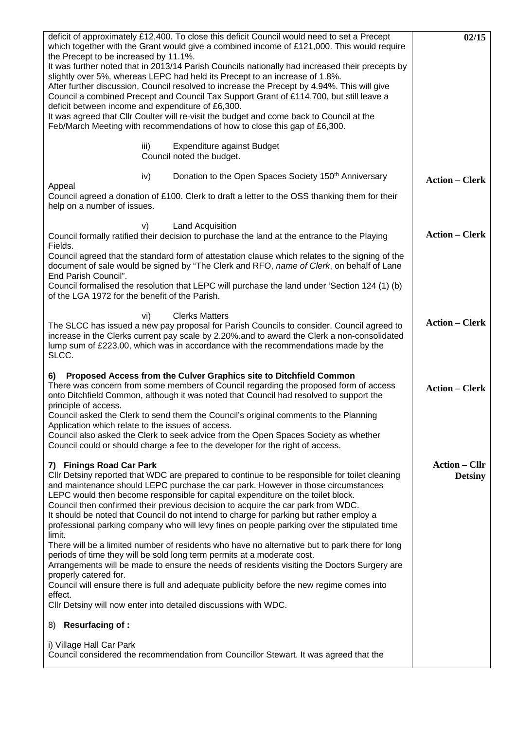deficit of approximately £12,400. To close this deficit Council would need to set a Precept which together with the Grant would give a combined income of £121,000. This would require the Precept to be increased by 11.1%.
It was further noted that in 2013/14 Parish Councils nationally had increased their precepts by slightly over 5%, whereas LEPC had held its Precept to an increase of 1.8%.
After further discussion, Council resolved to increase the Precept by 4.94%. This will give Council a combined Precept and Council Tax Support Grant of £114,700, but still leave a deficit between income and expenditure of £6,300.
It was agreed that Cllr Coulter will re-visit the budget and come back to Council at the Feb/March Meeting with recommendations of how to close this gap of £6,300.

iii) Expenditure against Budget
Council noted the budget.

iv) Donation to the Open Spaces Society 150th Anniversary Appeal

**Action – Clerk**

Council agreed a donation of £100. Clerk to draft a letter to the OSS thanking them for their help on a number of issues.

v) Land Acquisition

**Action – Clerk**

Council formally ratified their decision to purchase the land at the entrance to the Playing Fields.
Council agreed that the standard form of attestation clause which relates to the signing of the document of sale would be signed by "The Clerk and RFO, *name of Clerk*, on behalf of Lane End Parish Council".
Council formalised the resolution that LEPC will purchase the land under 'Section 124 (1) (b) of the LGA 1972 for the benefit of the Parish.

vi) Clerks Matters

**Action – Clerk**

The SLCC has issued a new pay proposal for Parish Councils to consider. Council agreed to increase in the Clerks current pay scale by 2.20%.and to award the Clerk a non-consolidated lump sum of £223.00, which was in accordance with the recommendations made by the SLCC.

**6) Proposed Access from the Culver Graphics site to Ditchfield Common**

**Action – Clerk**

There was concern from some members of Council regarding the proposed form of access onto Ditchfield Common, although it was noted that Council had resolved to support the principle of access.
Council asked the Clerk to send them the Council's original comments to the Planning Application which relate to the issues of access.
Council also asked the Clerk to seek advice from the Open Spaces Society as whether Council could or should charge a fee to the developer for the right of access.

**7) Finings Road Car Park**

**Action – Cllr Detsiny**

Cllr Detsiny reported that WDC are prepared to continue to be responsible for toilet cleaning and maintenance should LEPC purchase the car park. However in those circumstances LEPC would then become responsible for capital expenditure on the toilet block.
Council then confirmed their previous decision to acquire the car park from WDC.
It should be noted that Council do not intend to charge for parking but rather employ a professional parking company who will levy fines on people parking over the stipulated time limit.
There will be a limited number of residents who have no alternative but to park there for long periods of time they will be sold long term permits at a moderate cost.
Arrangements will be made to ensure the needs of residents visiting the Doctors Surgery are properly catered for.
Council will ensure there is full and adequate publicity before the new regime comes into effect.
Cllr Detsiny will now enter into detailed discussions with WDC.

8) **Resurfacing of :**

i) Village Hall Car Park
Council considered the recommendation from Councillor Stewart. It was agreed that the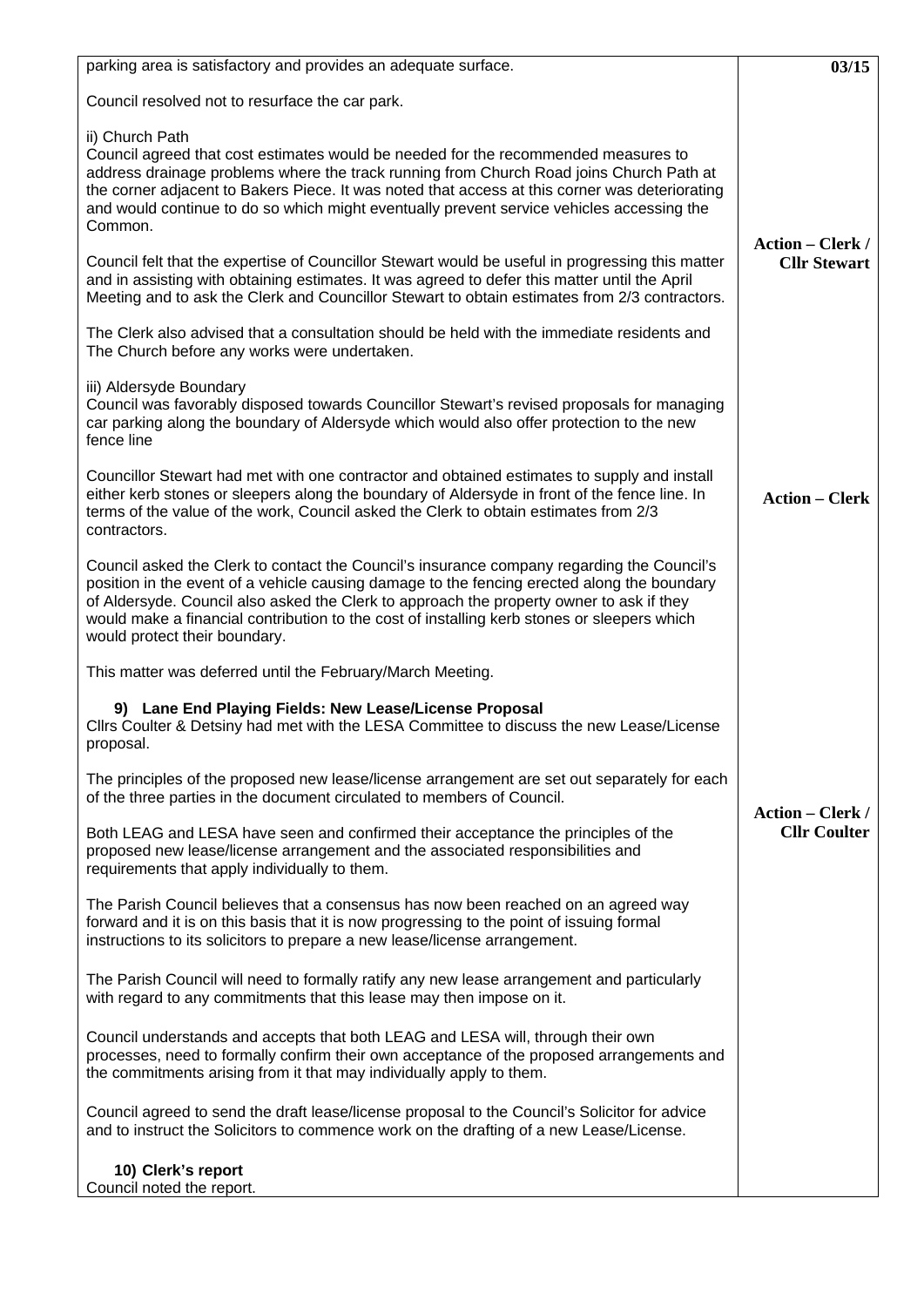| | 03/15 |
|---|---|
| parking area is satisfactory and provides an adequate surface.<br><br>Council resolved not to resurface the car park.<br><br>ii) Church Path<br>Council agreed that cost estimates would be needed for the recommended measures to address drainage problems where the track running from Church Road joins Church Path at the corner adjacent to Bakers Piece. It was noted that access at this corner was deteriorating and would continue to do so which might eventually prevent service vehicles accessing the Common.<br><br>Council felt that the expertise of Councillor Stewart would be useful in progressing this matter and in assisting with obtaining estimates. It was agreed to defer this matter until the April Meeting and to ask the Clerk and Councillor Stewart to obtain estimates from 2/3 contractors.<br><br>The Clerk also advised that a consultation should be held with the immediate residents and The Church before any works were undertaken. | **Action – Clerk / Cllr Stewart** |
| iii) Aldersyde Boundary<br>Council was favorably disposed towards Councillor Stewart's revised proposals for managing car parking along the boundary of Aldersyde which would also offer protection to the new fence line<br><br>Councillor Stewart had met with one contractor and obtained estimates to supply and install either kerb stones or sleepers along the boundary of Aldersyde in front of the fence line. In terms of the value of the work, Council asked the Clerk to obtain estimates from 2/3 contractors.<br><br>Council asked the Clerk to contact the Council's insurance company regarding the Council's position in the event of a vehicle causing damage to the fencing erected along the boundary of Aldersyde. Council also asked the Clerk to approach the property owner to ask if they would make a financial contribution to the cost of installing kerb stones or sleepers which would protect their boundary.<br><br>This matter was deferred until the February/March Meeting. | **Action – Clerk** |
| **9) Lane End Playing Fields: New Lease/License Proposal**<br>Cllrs Coulter & Detsiny had met with the LESA Committee to discuss the new Lease/License proposal.<br><br>The principles of the proposed new lease/license arrangement are set out separately for each of the three parties in the document circulated to members of Council.<br><br>Both LEAG and LESA have seen and confirmed their acceptance the principles of the proposed new lease/license arrangement and the associated responsibilities and requirements that apply individually to them.<br><br>The Parish Council believes that a consensus has now been reached on an agreed way forward and it is on this basis that it is now progressing to the point of issuing formal instructions to its solicitors to prepare a new lease/license arrangement.<br><br>The Parish Council will need to formally ratify any new lease arrangement and particularly with regard to any commitments that this lease may then impose on it.<br><br>Council understands and accepts that both LEAG and LESA will, through their own processes, need to formally confirm their own acceptance of the proposed arrangements and the commitments arising from it that may individually apply to them.<br><br>Council agreed to send the draft lease/license proposal to the Council's Solicitor for advice and to instruct the Solicitors to commence work on the drafting of a new Lease/License. | **Action – Clerk / Cllr Coulter** |
| **10) Clerk's report**<br>Council noted the report. | |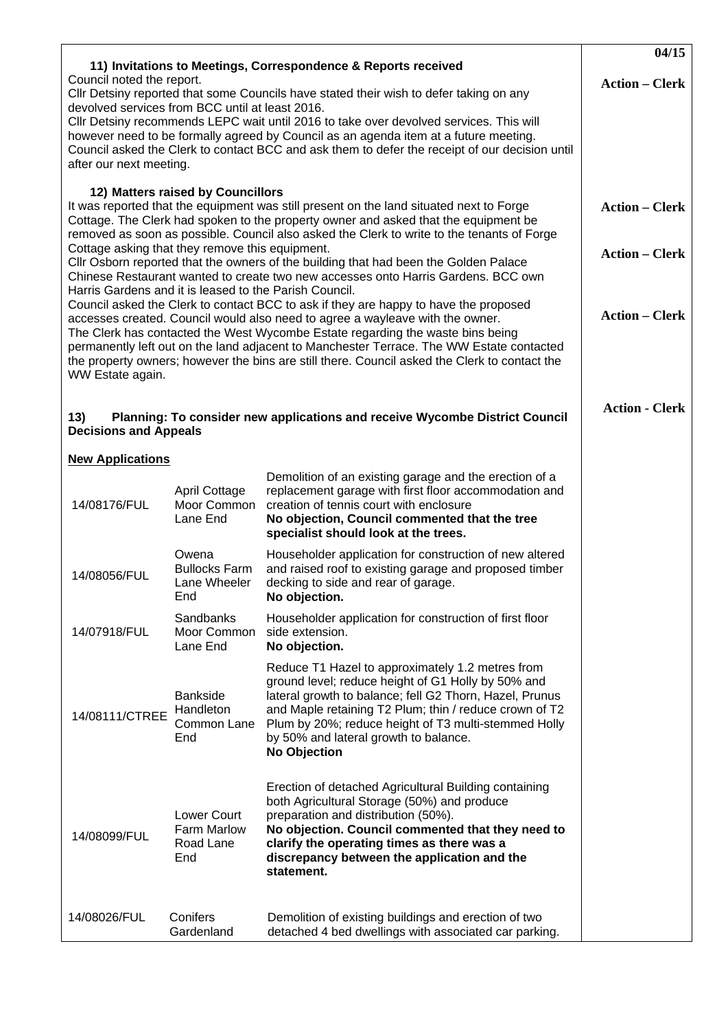**11) Invitations to Meetings, Correspondence & Reports received**

Council noted the report.

**Action – Clerk**

Cllr Detsiny reported that some Councils have stated their wish to defer taking on any devolved services from BCC until at least 2016.

Cllr Detsiny recommends LEPC wait until 2016 to take over devolved services. This will however need to be formally agreed by Council as an agenda item at a future meeting.

Council asked the Clerk to contact BCC and ask them to defer the receipt of our decision until after our next meeting.

**12) Matters raised by Councillors**

It was reported that the equipment was still present on the land situated next to Forge Cottage. The Clerk had spoken to the property owner and asked that the equipment be removed as soon as possible. Council also asked the Clerk to write to the tenants of Forge Cottage asking that they remove this equipment.

**Action – Clerk**

Cllr Osborn reported that the owners of the building that had been the Golden Palace Chinese Restaurant wanted to create two new accesses onto Harris Gardens. BCC own Harris Gardens and it is leased to the Parish Council.

**Action – Clerk**

Council asked the Clerk to contact BCC to ask if they are happy to have the proposed accesses created. Council would also need to agree a wayleave with the owner.

**Action – Clerk**

The Clerk has contacted the West Wycombe Estate regarding the waste bins being permanently left out on the land adjacent to Manchester Terrace. The WW Estate contacted the property owners; however the bins are still there. Council asked the Clerk to contact the WW Estate again.

**Action - Clerk**

**13) Planning: To consider new applications and receive Wycombe District Council Decisions and Appeals**

**New Applications**

| | | |
|---|---|---|
| 14/08176/FUL | April Cottage Moor Common Lane End | Demolition of an existing garage and the erection of a replacement garage with first floor accommodation and creation of tennis court with enclosure **No objection, Council commented that the tree specialist should look at the trees.** |
| 14/08056/FUL | Owena Bullocks Farm Lane Wheeler End | Householder application for construction of new altered and raised roof to existing garage and proposed timber decking to side and rear of garage. **No objection.** |
| 14/07918/FUL | Sandbanks Moor Common Lane End | Householder application for construction of first floor side extension. **No objection.** |
| 14/08111/CTREE | Bankside Handleton Common Lane End | Reduce T1 Hazel to approximately 1.2 metres from ground level; reduce height of G1 Holly by 50% and lateral growth to balance; fell G2 Thorn, Hazel, Prunus and Maple retaining T2 Plum; thin / reduce crown of T2 Plum by 20%; reduce height of T3 multi-stemmed Holly by 50% and lateral growth to balance. **No Objection** |
| 14/08099/FUL | Lower Court Farm Marlow Road Lane End | Erection of detached Agricultural Building containing both Agricultural Storage (50%) and produce preparation and distribution (50%). **No objection. Council commented that they need to clarify the operating times as there was a discrepancy between the application and the statement.** |
| 14/08026/FUL | Conifers Gardenland | Demolition of existing buildings and erection of two detached 4 bed dwellings with associated car parking. |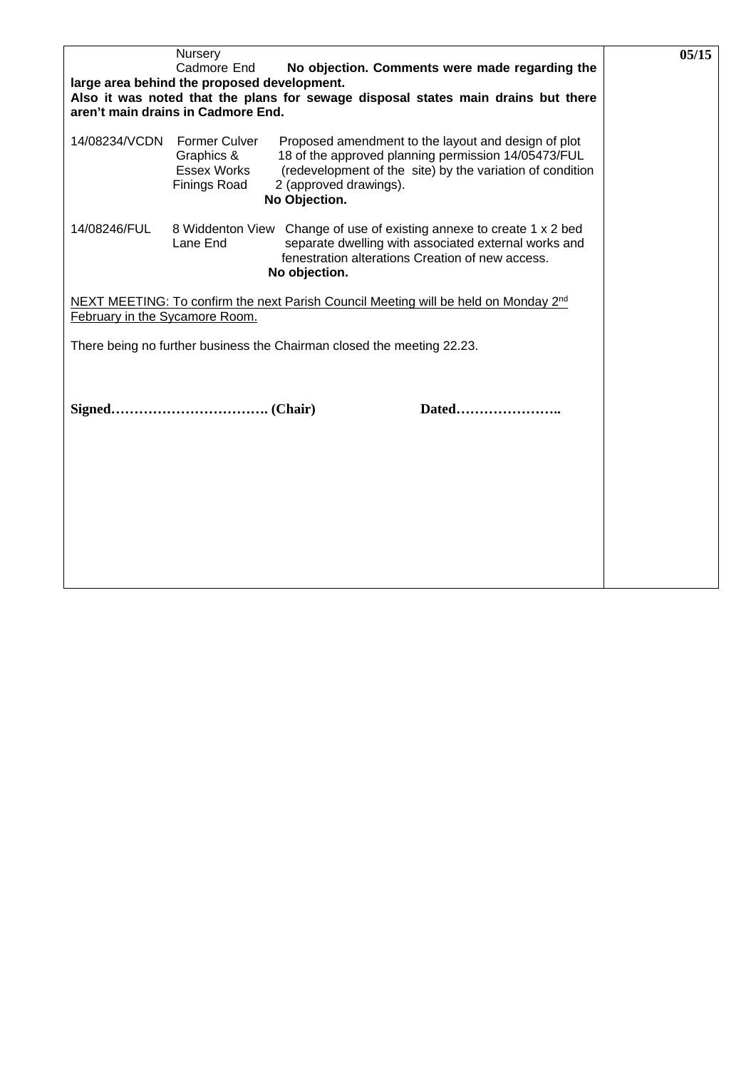Nursery
Cadmore End **No objection. Comments were made regarding the large area behind the proposed development.**
**Also it was noted that the plans for sewage disposal states main drains but there aren't main drains in Cadmore End.**

| | | |
|---|---|---|
| 14/08234/VCDN | Former Culver Graphics & Essex Works Finings Road | Proposed amendment to the layout and design of plot 18 of the approved planning permission 14/05473/FUL (redevelopment of the site) by the variation of condition 2 (approved drawings). **No Objection.** |
| 14/08246/FUL | 8 Widdenton View Lane End | Change of use of existing annexe to create 1 x 2 bed separate dwelling with associated external works and fenestration alterations Creation of new access. **No objection.** |

<u>NEXT MEETING: To confirm the next Parish Council Meeting will be held on Monday 2nd February in the Sycamore Room.</u>

There being no further business the Chairman closed the meeting 22.23.

**Signed……………………………. (Chair)** **Dated…………………..**